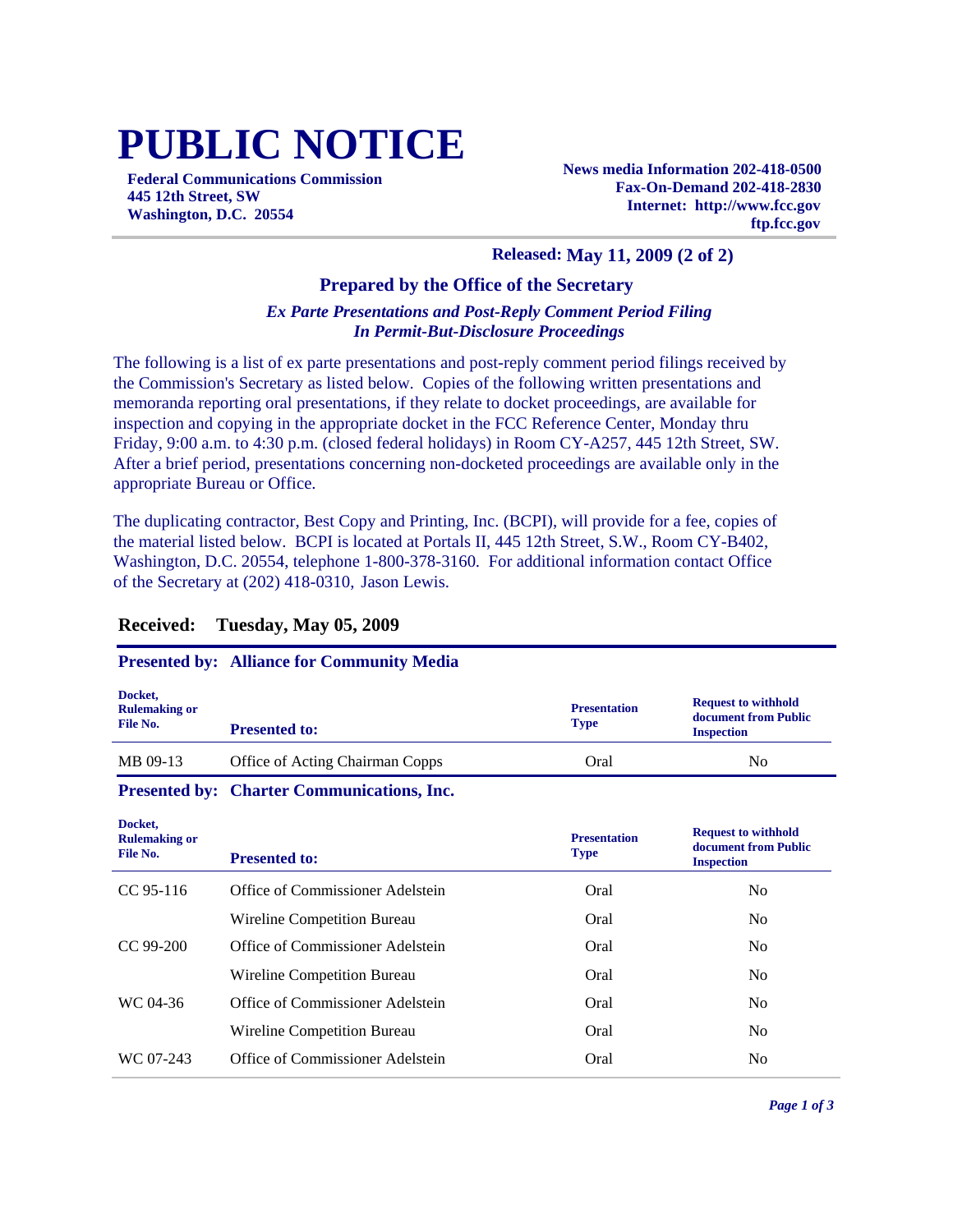# PUBLIC NOTICE

**Federal Communications Commission**
**445 12th Street, SW**
**Washington, D.C. 20554**

**News media Information 202-418-0500**
**Fax-On-Demand 202-418-2830**
**Internet: http://www.fcc.gov**
**ftp.fcc.gov**

**Released: May 11, 2009 (2 of 2)**

## Prepared by the Office of the Secretary

***Ex Parte Presentations and Post-Reply Comment Period Filing In Permit-But-Disclosure Proceedings***

The following is a list of ex parte presentations and post-reply comment period filings received by the Commission's Secretary as listed below. Copies of the following written presentations and memoranda reporting oral presentations, if they relate to docket proceedings, are available for inspection and copying in the appropriate docket in the FCC Reference Center, Monday thru Friday, 9:00 a.m. to 4:30 p.m. (closed federal holidays) in Room CY-A257, 445 12th Street, SW. After a brief period, presentations concerning non-docketed proceedings are available only in the appropriate Bureau or Office.

The duplicating contractor, Best Copy and Printing, Inc. (BCPI), will provide for a fee, copies of the material listed below. BCPI is located at Portals II, 445 12th Street, S.W., Room CY-B402, Washington, D.C. 20554, telephone 1-800-378-3160. For additional information contact Office of the Secretary at (202) 418-0310, Jason Lewis.

### Received: Tuesday, May 05, 2009

**Presented by: Alliance for Community Media**

| Docket, Rulemaking or File No. | Presented to: | Presentation Type | Request to withhold document from Public Inspection |
|---|---|---|---|
| MB 09-13 | Office of Acting Chairman Copps | Oral | No |

**Presented by: Charter Communications, Inc.**

| Docket, Rulemaking or File No. | Presented to: | Presentation Type | Request to withhold document from Public Inspection |
|---|---|---|---|
| CC 95-116 | Office of Commissioner Adelstein | Oral | No |
| | Wireline Competition Bureau | Oral | No |
| CC 99-200 | Office of Commissioner Adelstein | Oral | No |
| | Wireline Competition Bureau | Oral | No |
| WC 04-36 | Office of Commissioner Adelstein | Oral | No |
| | Wireline Competition Bureau | Oral | No |
| WC 07-243 | Office of Commissioner Adelstein | Oral | No |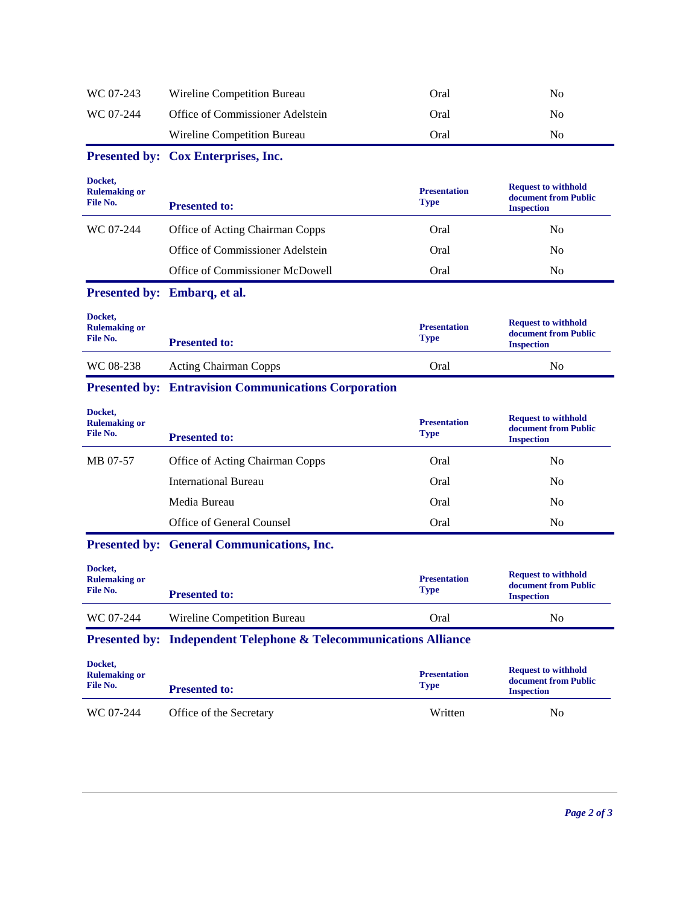| | | | |
|---|---|---|---|
| WC 07-243 | Wireline Competition Bureau | Oral | No |
| WC 07-244 | Office of Commissioner Adelstein | Oral | No |
| | Wireline Competition Bureau | Oral | No |

**Presented by: Cox Enterprises, Inc.**

| Docket, Rulemaking or File No. | Presented to: | Presentation Type | Request to withhold document from Public Inspection |
|---|---|---|---|
| WC 07-244 | Office of Acting Chairman Copps | Oral | No |
| | Office of Commissioner Adelstein | Oral | No |
| | Office of Commissioner McDowell | Oral | No |

**Presented by: Embarq, et al.**

| Docket, Rulemaking or File No. | Presented to: | Presentation Type | Request to withhold document from Public Inspection |
|---|---|---|---|
| WC 08-238 | Acting Chairman Copps | Oral | No |

**Presented by: Entravision Communications Corporation**

| Docket, Rulemaking or File No. | Presented to: | Presentation Type | Request to withhold document from Public Inspection |
|---|---|---|---|
| MB 07-57 | Office of Acting Chairman Copps | Oral | No |
| | International Bureau | Oral | No |
| | Media Bureau | Oral | No |
| | Office of General Counsel | Oral | No |

**Presented by: General Communications, Inc.**

| Docket, Rulemaking or File No. | Presented to: | Presentation Type | Request to withhold document from Public Inspection |
|---|---|---|---|
| WC 07-244 | Wireline Competition Bureau | Oral | No |

**Presented by: Independent Telephone & Telecommunications Alliance**

| Docket, Rulemaking or File No. | Presented to: | Presentation Type | Request to withhold document from Public Inspection |
|---|---|---|---|
| WC 07-244 | Office of the Secretary | Written | No |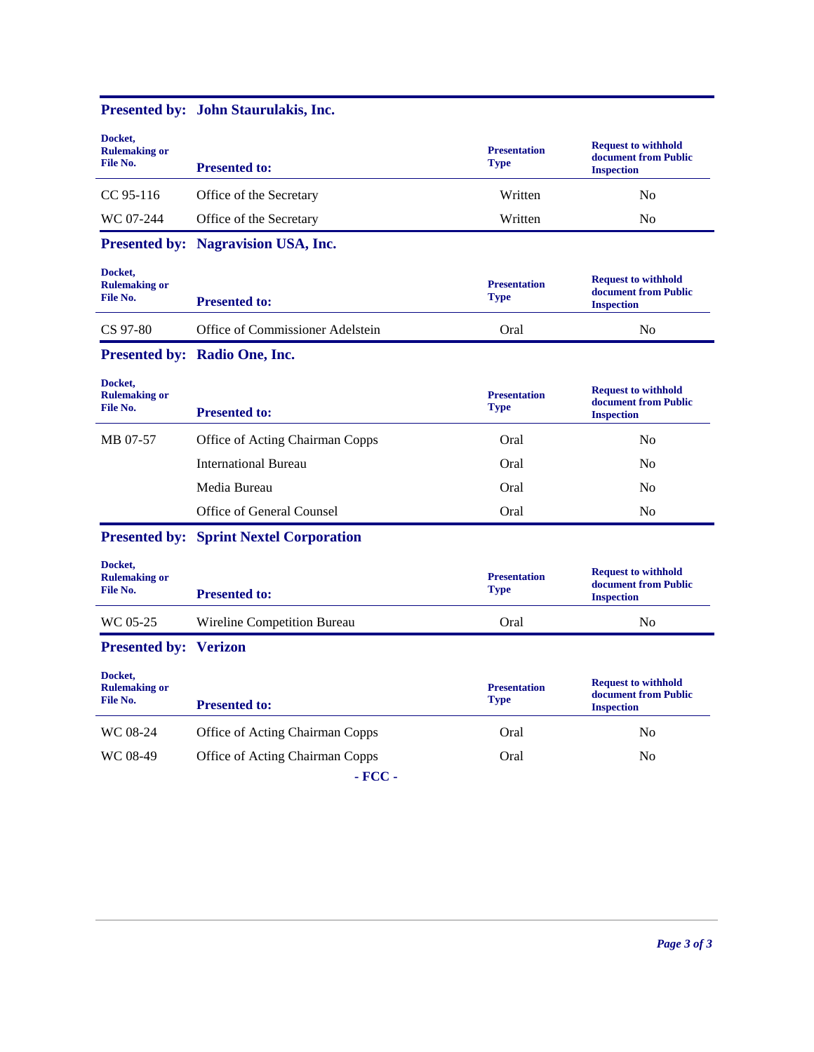**Presented by: John Staurulakis, Inc.**

| Docket, Rulemaking or File No. | Presented to: | Presentation Type | Request to withhold document from Public Inspection |
|---|---|---|---|
| CC 95-116 | Office of the Secretary | Written | No |
| WC 07-244 | Office of the Secretary | Written | No |

**Presented by: Nagravision USA, Inc.**

| Docket, Rulemaking or File No. | Presented to: | Presentation Type | Request to withhold document from Public Inspection |
|---|---|---|---|
| CS 97-80 | Office of Commissioner Adelstein | Oral | No |

**Presented by: Radio One, Inc.**

| Docket, Rulemaking or File No. | Presented to: | Presentation Type | Request to withhold document from Public Inspection |
|---|---|---|---|
| MB 07-57 | Office of Acting Chairman Copps | Oral | No |
| | International Bureau | Oral | No |
| | Media Bureau | Oral | No |
| | Office of General Counsel | Oral | No |

**Presented by: Sprint Nextel Corporation**

| Docket, Rulemaking or File No. | Presented to: | Presentation Type | Request to withhold document from Public Inspection |
|---|---|---|---|
| WC 05-25 | Wireline Competition Bureau | Oral | No |

**Presented by: Verizon**

| Docket, Rulemaking or File No. | Presented to: | Presentation Type | Request to withhold document from Public Inspection |
|---|---|---|---|
| WC 08-24 | Office of Acting Chairman Copps | Oral | No |
| WC 08-49 | Office of Acting Chairman Copps | Oral | No |

**- FCC -**